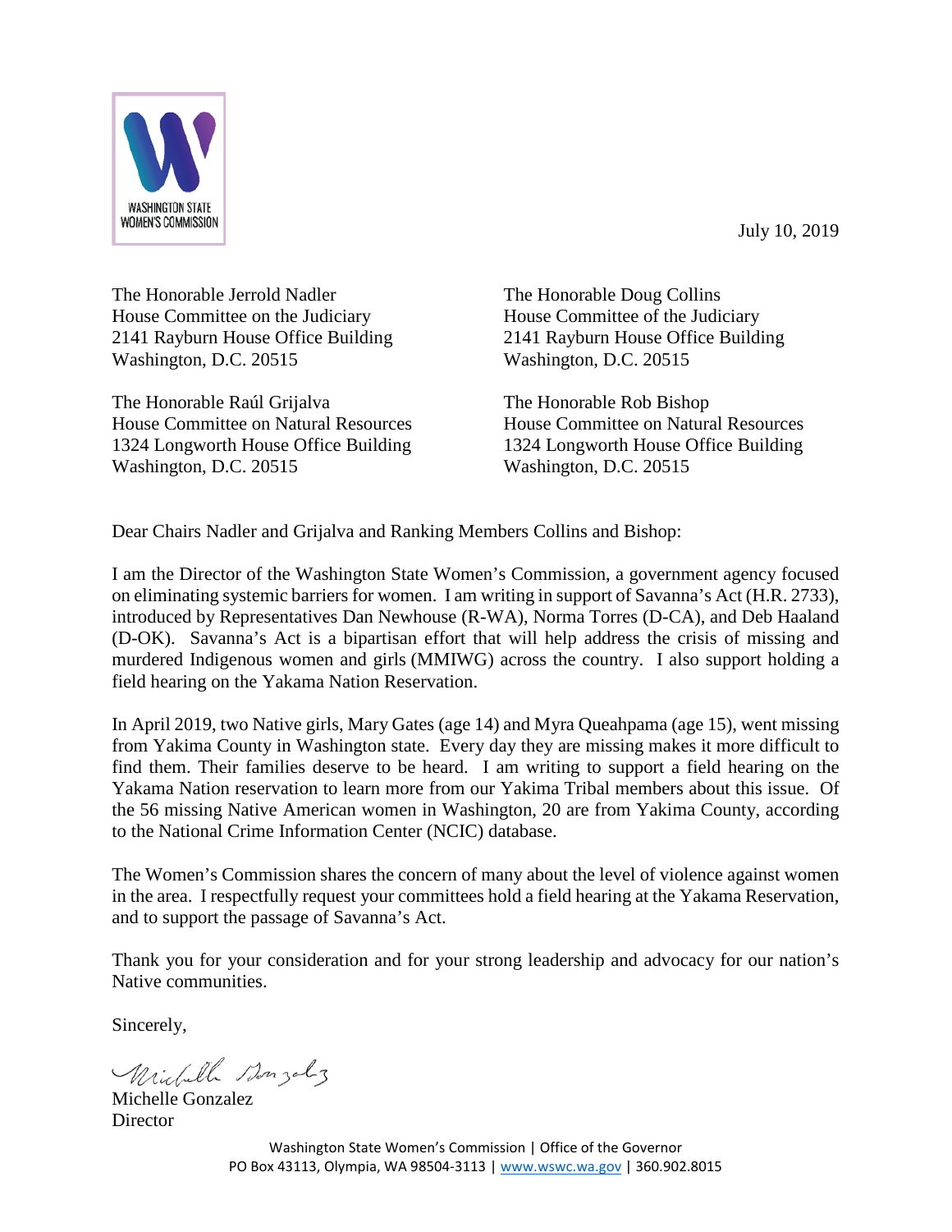WASHINGTON STATE
WOMEN'S COMMISSION

July 10, 2019

The Honorable Jerrold Nadler
House Committee on the Judiciary
2141 Rayburn House Office Building
Washington, D.C. 20515

The Honorable Doug Collins
House Committee of the Judiciary
2141 Rayburn House Office Building
Washington, D.C. 20515

The Honorable Raúl Grijalva
House Committee on Natural Resources
1324 Longworth House Office Building
Washington, D.C. 20515

The Honorable Rob Bishop
House Committee on Natural Resources
1324 Longworth House Office Building
Washington, D.C. 20515

Dear Chairs Nadler and Grijalva and Ranking Members Collins and Bishop:

I am the Director of the Washington State Women's Commission, a government agency focused on eliminating systemic barriers for women. I am writing in support of Savanna's Act (H.R. 2733), introduced by Representatives Dan Newhouse (R-WA), Norma Torres (D-CA), and Deb Haaland (D-OK). Savanna's Act is a bipartisan effort that will help address the crisis of missing and murdered Indigenous women and girls (MMIWG) across the country. I also support holding a field hearing on the Yakama Nation Reservation.

In April 2019, two Native girls, Mary Gates (age 14) and Myra Queahpama (age 15), went missing from Yakima County in Washington state. Every day they are missing makes it more difficult to find them. Their families deserve to be heard. I am writing to support a field hearing on the Yakama Nation reservation to learn more from our Yakima Tribal members about this issue. Of the 56 missing Native American women in Washington, 20 are from Yakima County, according to the National Crime Information Center (NCIC) database.

The Women's Commission shares the concern of many about the level of violence against women in the area. I respectfully request your committees hold a field hearing at the Yakama Reservation, and to support the passage of Savanna's Act.

Thank you for your consideration and for your strong leadership and advocacy for our nation's Native communities.

Sincerely,

Michelle Gonzalez
Director

Washington State Women's Commission | Office of the Governor
PO Box 43113, Olympia, WA 98504-3113 | www.wswc.wa.gov | 360.902.8015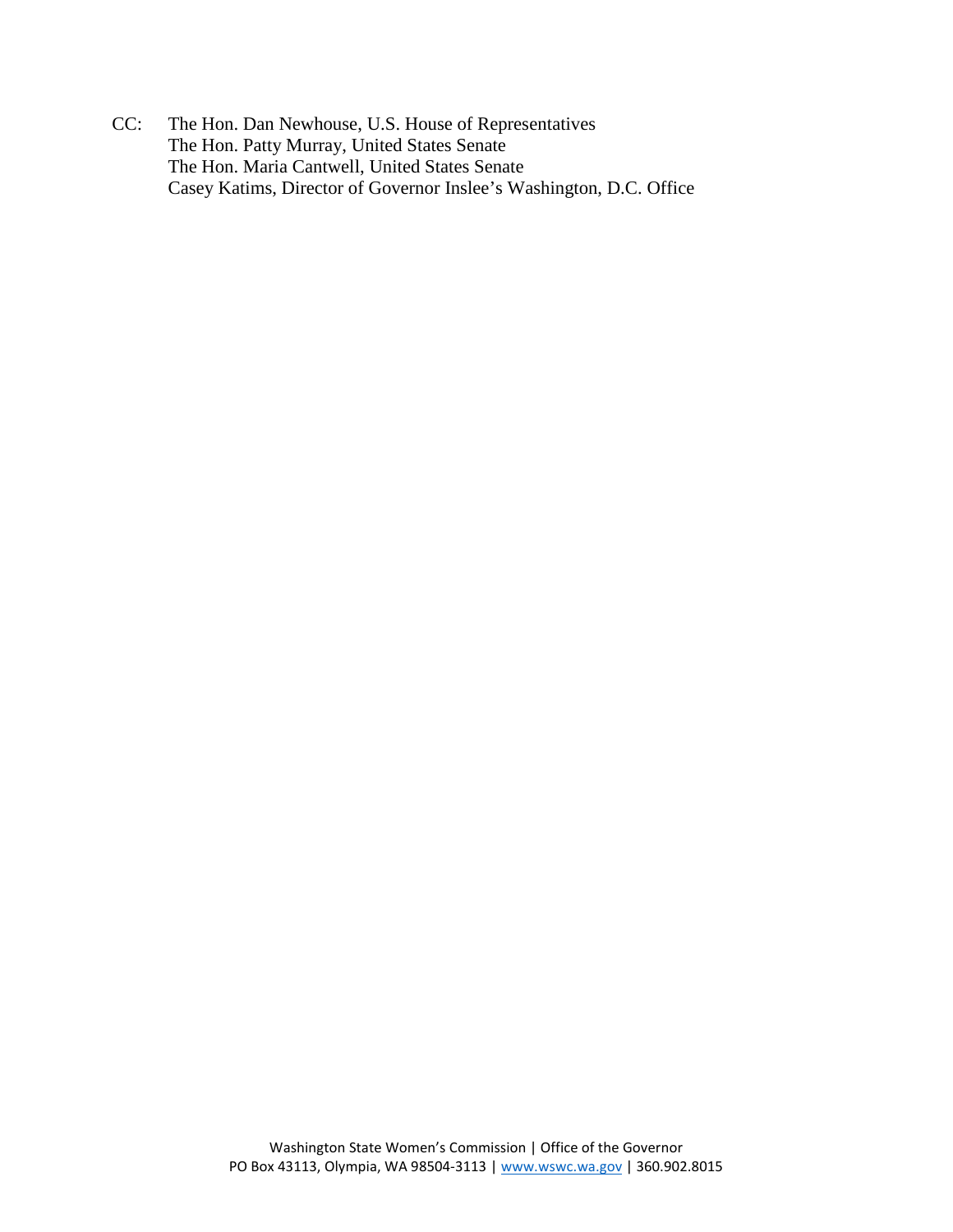CC: The Hon. Dan Newhouse, U.S. House of Representatives
The Hon. Patty Murray, United States Senate
The Hon. Maria Cantwell, United States Senate
Casey Katims, Director of Governor Inslee's Washington, D.C. Office